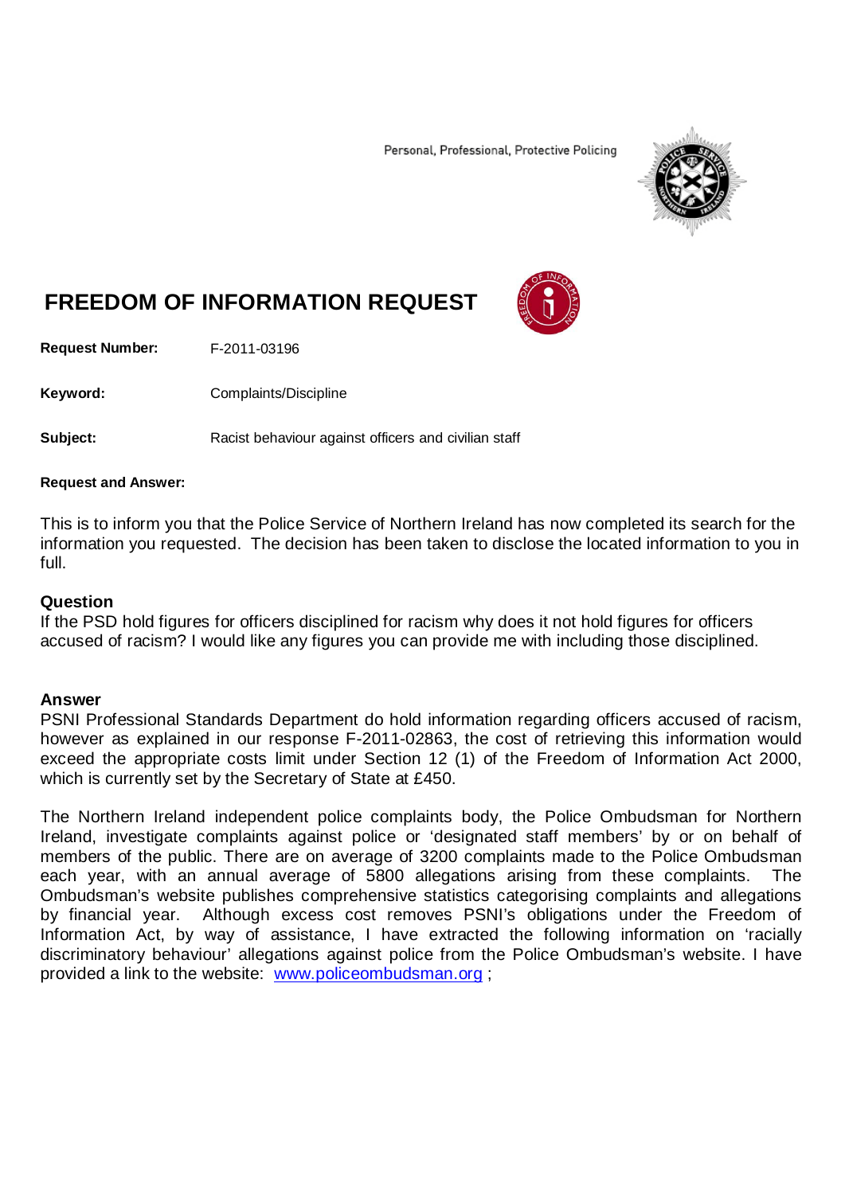Personal, Professional, Protective Policing

# FREEDOM OF INFORMATION REQUEST

**Request Number:** F-2011-03196

**Keyword:** Complaints/Discipline

**Subject:** Racist behaviour against officers and civilian staff

**Request and Answer:**

This is to inform you that the Police Service of Northern Ireland has now completed its search for the information you requested. The decision has been taken to disclose the located information to you in full.

## Question

If the PSD hold figures for officers disciplined for racism why does it not hold figures for officers accused of racism? I would like any figures you can provide me with including those disciplined.

## Answer

PSNI Professional Standards Department do hold information regarding officers accused of racism, however as explained in our response F-2011-02863, the cost of retrieving this information would exceed the appropriate costs limit under Section 12 (1) of the Freedom of Information Act 2000, which is currently set by the Secretary of State at £450.

The Northern Ireland independent police complaints body, the Police Ombudsman for Northern Ireland, investigate complaints against police or 'designated staff members' by or on behalf of members of the public. There are on average of 3200 complaints made to the Police Ombudsman each year, with an annual average of 5800 allegations arising from these complaints. The Ombudsman's website publishes comprehensive statistics categorising complaints and allegations by financial year. Although excess cost removes PSNI's obligations under the Freedom of Information Act, by way of assistance, I have extracted the following information on 'racially discriminatory behaviour' allegations against police from the Police Ombudsman's website. I have provided a link to the website: www.policeombudsman.org ;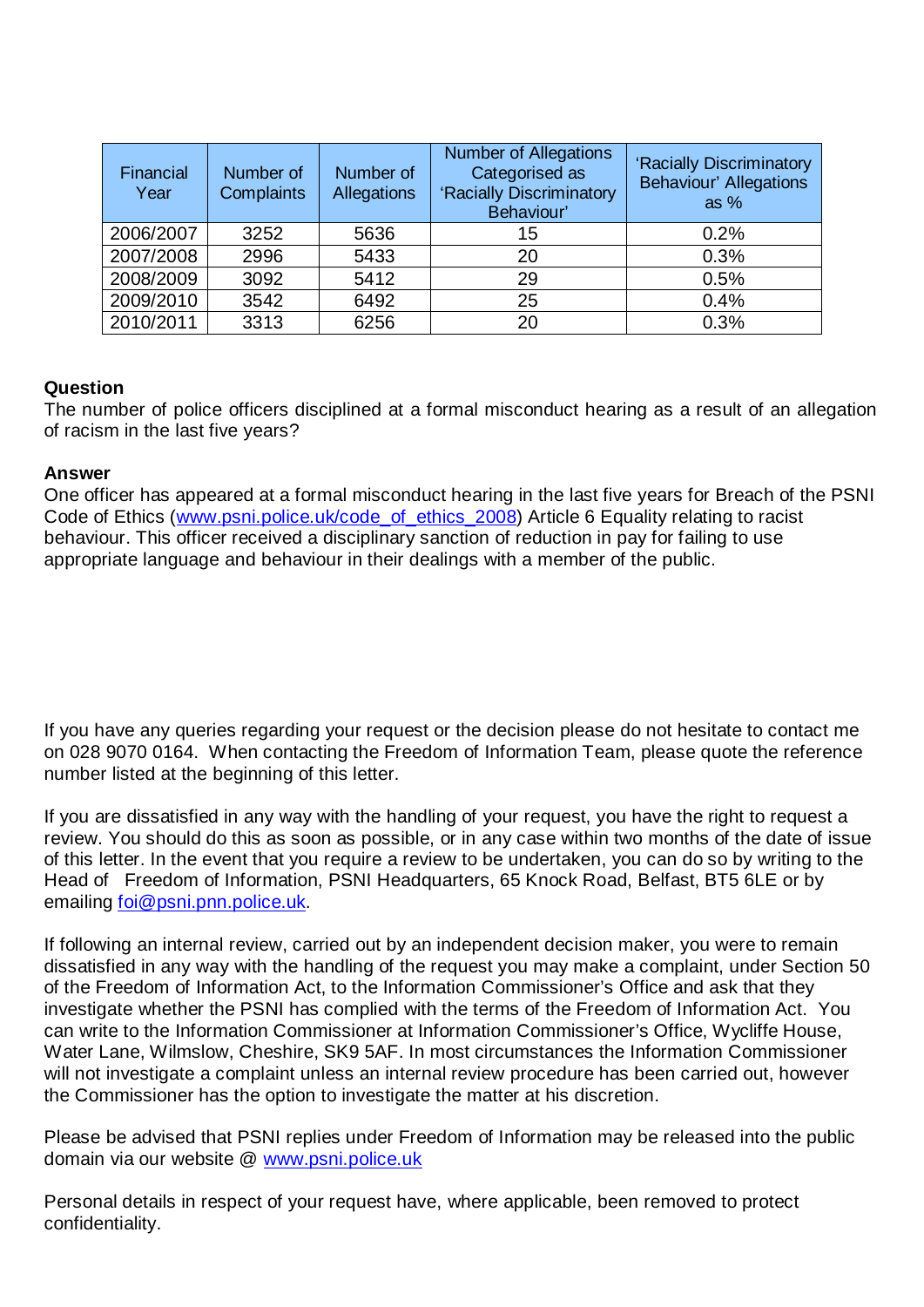| Financial Year | Number of Complaints | Number of Allegations | Number of Allegations Categorised as 'Racially Discriminatory Behaviour' | 'Racially Discriminatory Behaviour' Allegations as % |
|---|---|---|---|---|
| 2006/2007 | 3252 | 5636 | 15 | 0.2% |
| 2007/2008 | 2996 | 5433 | 20 | 0.3% |
| 2008/2009 | 3092 | 5412 | 29 | 0.5% |
| 2009/2010 | 3542 | 6492 | 25 | 0.4% |
| 2010/2011 | 3313 | 6256 | 20 | 0.3% |

**Question**
The number of police officers disciplined at a formal misconduct hearing as a result of an allegation of racism in the last five years?

**Answer**
One officer has appeared at a formal misconduct hearing in the last five years for Breach of the PSNI Code of Ethics (www.psni.police.uk/code_of_ethics_2008) Article 6 Equality relating to racist behaviour. This officer received a disciplinary sanction of reduction in pay for failing to use appropriate language and behaviour in their dealings with a member of the public.

If you have any queries regarding your request or the decision please do not hesitate to contact me on 028 9070 0164. When contacting the Freedom of Information Team, please quote the reference number listed at the beginning of this letter.

If you are dissatisfied in any way with the handling of your request, you have the right to request a review. You should do this as soon as possible, or in any case within two months of the date of issue of this letter. In the event that you require a review to be undertaken, you can do so by writing to the Head of Freedom of Information, PSNI Headquarters, 65 Knock Road, Belfast, BT5 6LE or by emailing foi@psni.pnn.police.uk.

If following an internal review, carried out by an independent decision maker, you were to remain dissatisfied in any way with the handling of the request you may make a complaint, under Section 50 of the Freedom of Information Act, to the Information Commissioner's Office and ask that they investigate whether the PSNI has complied with the terms of the Freedom of Information Act. You can write to the Information Commissioner at Information Commissioner's Office, Wycliffe House, Water Lane, Wilmslow, Cheshire, SK9 5AF. In most circumstances the Information Commissioner will not investigate a complaint unless an internal review procedure has been carried out, however the Commissioner has the option to investigate the matter at his discretion.

Please be advised that PSNI replies under Freedom of Information may be released into the public domain via our website @ www.psni.police.uk

Personal details in respect of your request have, where applicable, been removed to protect confidentiality.